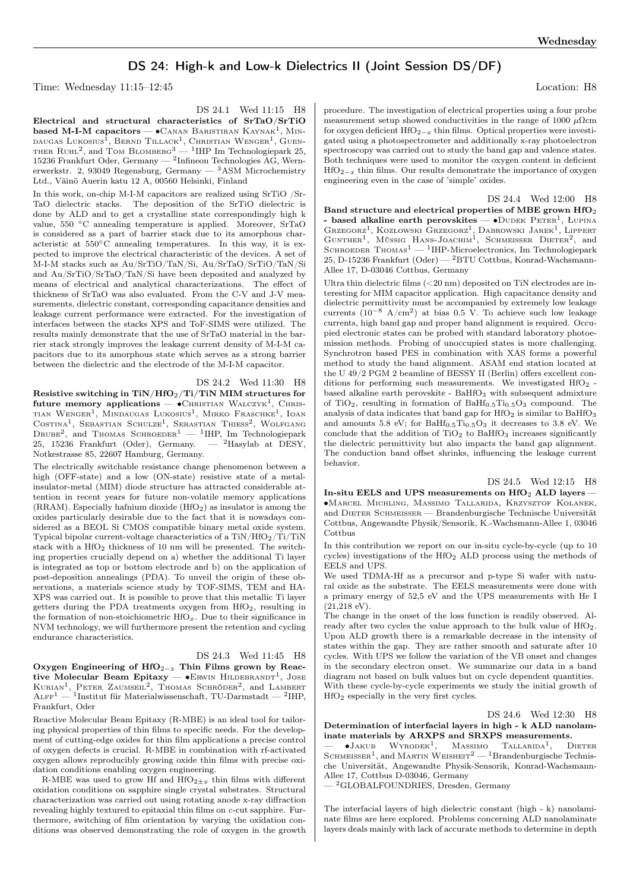# DS 24: High-k and Low-k Dielectrics II (Joint Session DS/DF)

Time: Wednesday 11:15–12:45 Location: H8

DS 24.1 Wed 11:15 H8

**Electrical and structural characteristics of SrTaO/SrTiO based M-I-M capacitors** — •Canan Baristiran Kaynak[1], Mindaugas Lukosius[1], Bernd Tillack[1], Christian Wenger[1], Guenther Ruhl[2], and Tom Blomberg[3] — [1]IHP Im Technologiepark 25, 15236 Frankfurt Oder, Germany — [2]Infineon Technologies AG, Wernerwerkstr. 2, 93049 Regensburg, Germany — [3]ASM Microchemistry Ltd., Väinö Auerin katu 12 A, 00560 Helsinki, Finland

In this work, on-chip M-I-M capacitors are realized using SrTiO /SrTaO dielectric stacks. The deposition of the SrTiO dielectric is done by ALD and to get a crystalline state correspondingly high k value, 550 °C annealing temperature is applied. Moreover, SrTaO is considered as a part of barrier stack due to its amorphous characteristic at 550°C annealing temperatures. In this way, it is expected to improve the electrical characteristic of the devices. A set of M-I-M stacks such as Au/SrTiO/TaN/Si, Au/SrTaO/SrTiO/TaN/Si and Au/SrTiO/SrTaO/TaN/Si have been deposited and analyzed by means of electrical and analytical characterizations. The effect of thickness of SrTaO was also evaluated. From the C-V and J-V measurements, dielectric constant, corresponding capacitance densities and leakage current performance were extracted. For the investigation of interfaces between the stacks XPS and ToF-SIMS were utilized. The results mainly demonstrate that the use of SrTaO material in the barrier stack strongly improves the leakage current density of M-I-M capacitors due to its amorphous state which serves as a strong barrier between the dielectric and the electrode of the M-I-M capacitor.

DS 24.2 Wed 11:30 H8

**Resistive switching in TiN/$HfO_2$/Ti/TiN MIM structures for future memory applications** — •Christian Walczyk[1], Christian Wenger[1], Mindaugas Lukosius[1], Mirko Fraschke[1], Ioan Costina[1], Sebastian Schulze[1], Sebastian Thiess[2], Wolfgang Drube[2], and Thomas Schroeder[1] — [1]IHP, Im Technologiepark 25, 15236 Frankfurt (Oder), Germany. — [2]Hasylab at DESY, Notkestrasse 85, 22607 Hamburg, Germany.

The electrically switchable resistance change phenomenon between a high (OFF-state) and a low (ON-state) resistive state of a metal-insulator-metal (MIM) diode structure has attracted considerable attention in recent years for future non-volatile memory applications (RRAM). Especially hafnium dioxide ($HfO_2$) as insulator is among the oxides particularly desirable due to the fact that it is nowadays considered as a BEOL Si CMOS compatible binary metal oxide system. Typical bipolar current-voltage characteristics of a TiN/$HfO_2$/Ti/TiN stack with a $HfO_2$ thickness of 10 nm will be presented. The switching properties crucially depend on a) whether the additional Ti layer is integrated as top or bottom electrode and b) on the application of post-deposition annealings (PDA). To unveil the origin of these observations, a materials science study by TOF-SIMS, TEM and HA-XPS was carried out. It is possible to prove that this metallic Ti layer getters during the PDA treatments oxygen from $HfO_2$, resulting in the formation of non-stoichiometric $HfO_x$. Due to their significance in NVM technology, we will furthermore present the retention and cycling endurance characteristics.

DS 24.3 Wed 11:45 H8

**Oxygen Engineering of $HfO_{2-x}$ Thin Films grown by Reactive Molecular Beam Epitaxy** — •Erwin Hildebrandt[1], Jose Kurian[1], Peter Zaumseil[2], Thomas Schröder[2], and Lambert Alff[1] — [1]Institut für Materialwissenschaft, TU-Darmstadt — [2]IHP, Frankfurt, Oder

Reactive Molecular Beam Epitaxy (R-MBE) is an ideal tool for tailoring physical properties of thin films to specific needs. For the development of cutting-edge oxides for thin film applications a precise control of oxygen defects is crucial. R-MBE in combination with rf-activated oxygen allows reproducibly growing oxide thin films with precise oxidation conditions enabling oxygen engineering.

R-MBE was used to grow Hf and $HfO_{2\pm x}$ thin films with different oxidation conditions on sapphire single crystal substrates. Structural characterization was carried out using rotating anode x-ray diffraction revealing highly textured to epitaxial thin films on *c*-cut sapphire. Furthermore, switching of film orientation by varying the oxidation conditions was observed demonstrating the role of oxygen in the growth procedure. The investigation of electrical properties using a four probe measurement setup showed conductivities in the range of 1000 $\mu\Omega$cm for oxygen deficient $HfO_{2-x}$ thin films. Optical properties were investigated using a photospectrometer and additionally x-ray photoelectron spectroscopy was carried out to study the band gap and valence states. Both techniques were used to monitor the oxygen content in deficient $HfO_{2-x}$ thin films. Our results demonstrate the importance of oxygen engineering even in the case of 'simple' oxides.

DS 24.4 Wed 12:00 H8

**Band structure and electrical properties of MBE grown $HfO_2$ - based alkaline earth perovskites** — •Dudek Peter[1], Lupina Grzegorz[1], Kozłowski Grzegorz[1], Dabrowski Jarek[1], Lippert Gunther[1], Müssig Hans-Joachim[1], Schmeisser Dieter[2], and Schroeder Thomas[1] — [1]IHP-Microelectronics, Im Technologiepark 25, D-15236 Frankfurt (Oder) — [2]BTU Cottbus, Konrad-Wachsmann-Allee 17, D-03046 Cottbus, Germany

Ultra thin dielectric films (<20 nm) deposited on TiN electrodes are interesting for MIM capacitor application. High capacitance density and dielectric permittivity must be accompanied by extremely low leakage currents ($10^{-8}$ A/cm$^2$) at bias 0.5 V. To achieve such low leakage currents, high band gap and proper band alignment is required. Occupied electronic states can be probed with standard laboratory photoemission methods. Probing of unoccupied states is more challenging. Synchrotron based PES in combination with XAS forms a powerful method to study the band alignment. ASAM end station located at the U 49/2 PGM 2 beamline of BESSY II (Berlin) offers excellent conditions for performing such measurements. We investigated $HfO_2$ - based alkaline earth perovskite - $BaHfO_3$ with subsequent admixture of $TiO_2$, resulting in formation of $BaHf_{0.5}Ti_{0.5}O_3$ compound. The analysis of data indicates that band gap for $HfO_2$ is similar to $BaHfO_3$ and amounts 5.8 eV; for $BaHf_{0.5}Ti_{0.5}O_3$ it decreases to 3.8 eV. We conclude that the addition of $TiO_2$ to $BaHfO_3$ increases significantly the dielectric permittivity but also impacts the band gap alignment. The conduction band offset shrinks, influencing the leakage current behavior.

DS 24.5 Wed 12:15 H8

**In-situ EELS and UPS measurements on $HfO_2$ ALD layers** — •Marcel Michling, Massimo Tallarida, Krzysztof Kolanek, and Dieter Schmeisser — Brandenburgische Technische Universität Cottbus, Angewandte Physik/Sensorik, K.-Wachsmann-Allee 1, 03046 Cottbus

In this contribution we report on our in-situ cycle-by-cycle (up to 10 cycles) investigations of the $HfO_2$ ALD process using the methods of EELS and UPS.

We used TDMA-Hf as a precursor and p-type Si wafer with natural oxide as the substrate. The EELS measurements were done with a primary energy of 52,5 eV and the UPS measurements with He I (21,218 eV).

The change in the onset of the loss function is readily observed. Already after two cycles the value approach to the bulk value of $HfO_2$. Upon ALD growth there is a remarkable decrease in the intensity of states within the gap. They are rather smooth and saturate after 10 cycles. With UPS we follow the variation of the VB onset and changes in the secondary electron onset. We summarize our data in a band diagram not based on bulk values but on cycle dependent quantities. With these cycle-by-cycle experiments we study the initial growth of $HfO_2$ especially in the very first cycles.

DS 24.6 Wed 12:30 H8

**Determination of interfacial layers in high - k ALD nanolaminate materials by ARXPS and SRXPS measurements.** — •Jakub Wyrodek[1], Massimo Tallarida[1], Dieter Schmeisser[1], and Martin Weisheit[2] — [1]Brandenburgische Technische Universität, Angewandte Physik-Sensorik, Konrad-Wachsmann-Allee 17, Cottbus D-03046, Germany — [2]GLOBALFOUNDRIES, Dresden, Germany

The interfacial layers of high dielectric constant (high - k) nanolaminate films are here explored. Problems concerning ALD nanolaminate layers deals mainly with lack of accurate methods to determine in depth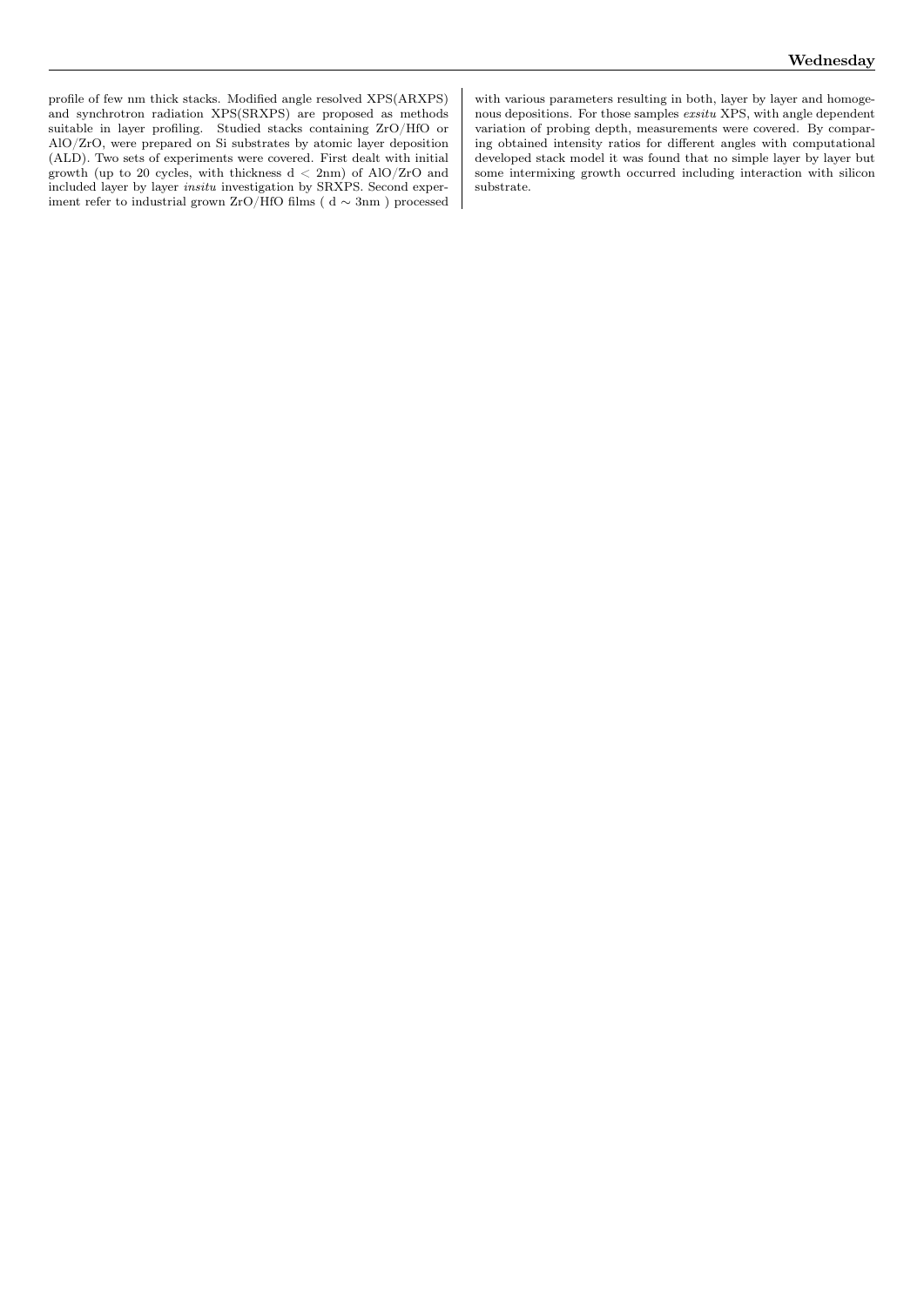profile of few nm thick stacks. Modified angle resolved XPS(ARXPS) and synchrotron radiation XPS(SRXPS) are proposed as methods suitable in layer profiling. Studied stacks containing ZrO/HfO or AlO/ZrO, were prepared on Si substrates by atomic layer deposition (ALD). Two sets of experiments were covered. First dealt with initial growth (up to 20 cycles, with thickness $d < 2$nm) of AlO/ZrO and included layer by layer *insitu* investigation by SRXPS. Second experiment refer to industrial grown ZrO/HfO films ( $d \sim 3$nm ) processed with various parameters resulting in both, layer by layer and homogenous depositions. For those samples *exsitu* XPS, with angle dependent variation of probing depth, measurements were covered. By comparing obtained intensity ratios for different angles with computational developed stack model it was found that no simple layer by layer but some intermixing growth occurred including interaction with silicon substrate.